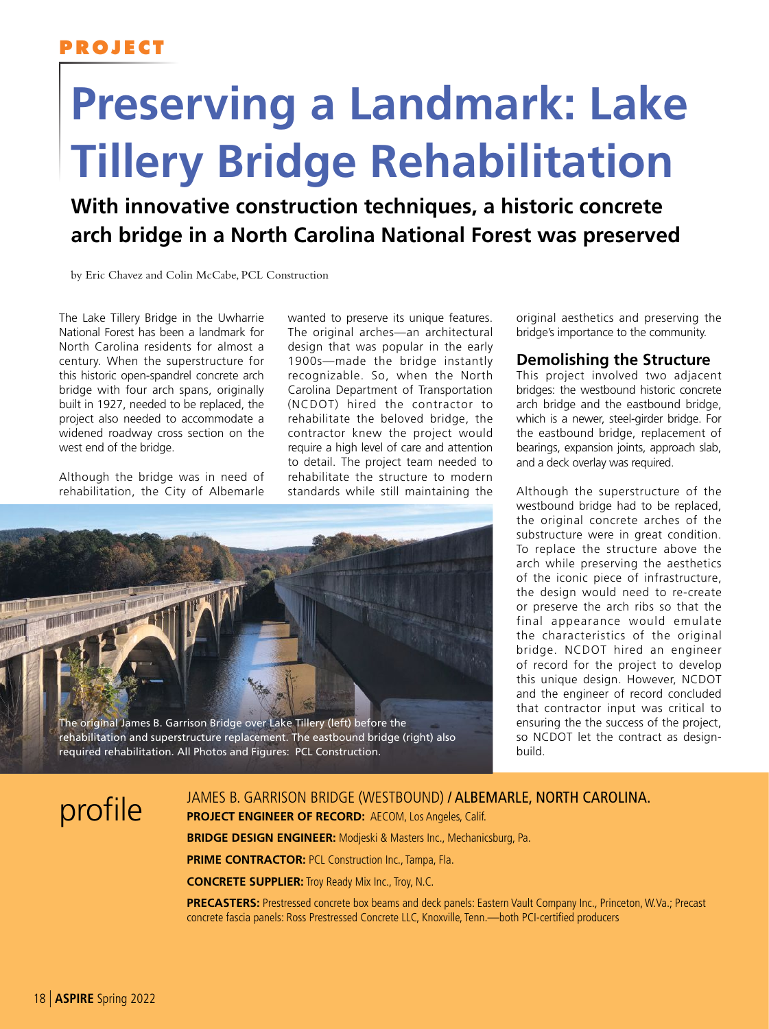PROJECT

# Preserving a Landmark: Lake Tillery Bridge Rehabilitation

## With innovative construction techniques, a historic concrete arch bridge in a North Carolina National Forest was preserved

by Eric Chavez and Colin McCabe, PCL Construction

The Lake Tillery Bridge in the Uwharrie National Forest has been a landmark for North Carolina residents for almost a century. When the superstructure for this historic open-spandrel concrete arch bridge with four arch spans, originally built in 1927, needed to be replaced, the project also needed to accommodate a widened roadway cross section on the west end of the bridge.

Although the bridge was in need of rehabilitation, the City of Albemarle wanted to preserve its unique features. The original arches—an architectural design that was popular in the early 1900s—made the bridge instantly recognizable. So, when the North Carolina Department of Transportation (NCDOT) hired the contractor to rehabilitate the beloved bridge, the contractor knew the project would require a high level of care and attention to detail. The project team needed to rehabilitate the structure to modern standards while still maintaining the original aesthetics and preserving the bridge's importance to the community.

The original James B. Garrison Bridge over Lake Tillery (left) before the rehabilitation and superstructure replacement. The eastbound bridge (right) also required rehabilitation. All Photos and Figures: PCL Construction.

### Demolishing the Structure

This project involved two adjacent bridges: the westbound historic concrete arch bridge and the eastbound bridge, which is a newer, steel-girder bridge. For the eastbound bridge, replacement of bearings, expansion joints, approach slab, and a deck overlay was required.

Although the superstructure of the westbound bridge had to be replaced, the original concrete arches of the substructure were in great condition. To replace the structure above the arch while preserving the aesthetics of the iconic piece of infrastructure, the design would need to re-create or preserve the arch ribs so that the final appearance would emulate the characteristics of the original bridge. NCDOT hired an engineer of record for the project to develop this unique design. However, NCDOT and the engineer of record concluded that contractor input was critical to ensuring the the success of the project, so NCDOT let the contract as design-build.

## profile

JAMES B. GARRISON BRIDGE (WESTBOUND) / ALBEMARLE, NORTH CAROLINA.

**PROJECT ENGINEER OF RECORD:** AECOM, Los Angeles, Calif.

**BRIDGE DESIGN ENGINEER:** Modjeski & Masters Inc., Mechanicsburg, Pa.

**PRIME CONTRACTOR:** PCL Construction Inc., Tampa, Fla.

**CONCRETE SUPPLIER:** Troy Ready Mix Inc., Troy, N.C.

**PRECASTERS:** Prestressed concrete box beams and deck panels: Eastern Vault Company Inc., Princeton, W.Va.; Precast concrete fascia panels: Ross Prestressed Concrete LLC, Knoxville, Tenn.—both PCI-certified producers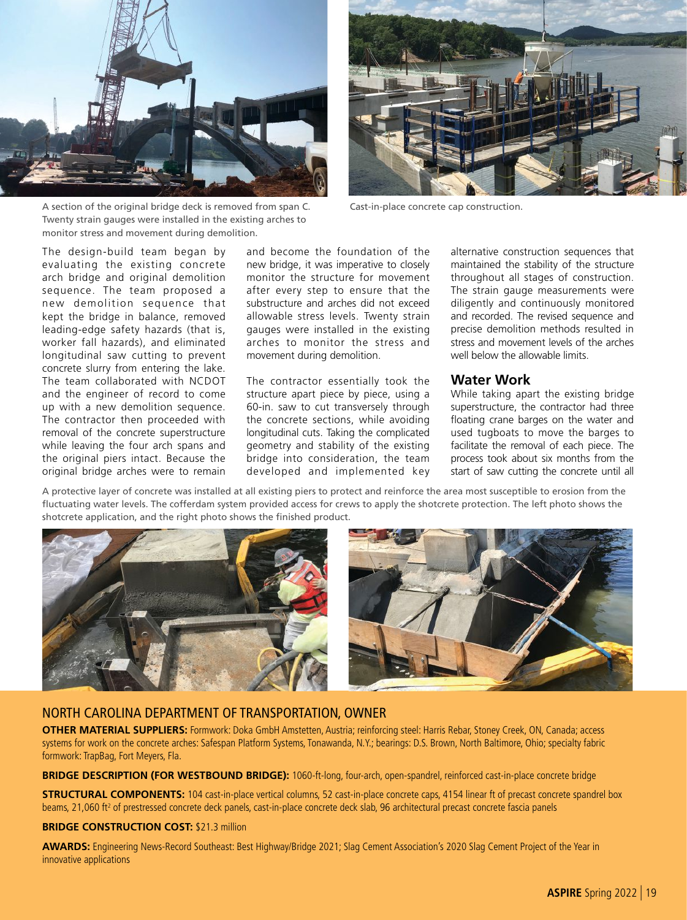A section of the original bridge deck is removed from span C. Twenty strain gauges were installed in the existing arches to monitor stress and movement during demolition.

Cast-in-place concrete cap construction.

The design-build team began by evaluating the existing concrete arch bridge and original demolition sequence. The team proposed a new demolition sequence that kept the bridge in balance, removed leading-edge safety hazards (that is, worker fall hazards), and eliminated longitudinal saw cutting to prevent concrete slurry from entering the lake. The team collaborated with NCDOT and the engineer of record to come up with a new demolition sequence. The contractor then proceeded with removal of the concrete superstructure while leaving the four arch spans and the original piers intact. Because the original bridge arches were to remain and become the foundation of the new bridge, it was imperative to closely monitor the structure for movement after every step to ensure that the substructure and arches did not exceed allowable stress levels. Twenty strain gauges were installed in the existing arches to monitor the stress and movement during demolition.

The contractor essentially took the structure apart piece by piece, using a 60-in. saw to cut transversely through the concrete sections, while avoiding longitudinal cuts. Taking the complicated geometry and stability of the existing bridge into consideration, the team developed and implemented key alternative construction sequences that maintained the stability of the structure throughout all stages of construction. The strain gauge measurements were diligently and continuously monitored and recorded. The revised sequence and precise demolition methods resulted in stress and movement levels of the arches well below the allowable limits.

## Water Work

While taking apart the existing bridge superstructure, the contractor had three floating crane barges on the water and used tugboats to move the barges to facilitate the removal of each piece. The process took about six months from the start of saw cutting the concrete until all

A protective layer of concrete was installed at all existing piers to protect and reinforce the area most susceptible to erosion from the fluctuating water levels. The cofferdam system provided access for crews to apply the shotcrete protection. The left photo shows the shotcrete application, and the right photo shows the finished product.

## NORTH CAROLINA DEPARTMENT OF TRANSPORTATION, OWNER

**OTHER MATERIAL SUPPLIERS:** Formwork: Doka GmbH Amstetten, Austria; reinforcing steel: Harris Rebar, Stoney Creek, ON, Canada; access systems for work on the concrete arches: Safespan Platform Systems, Tonawanda, N.Y.; bearings: D.S. Brown, North Baltimore, Ohio; specialty fabric formwork: TrapBag, Fort Meyers, Fla.

**BRIDGE DESCRIPTION (FOR WESTBOUND BRIDGE):** 1060-ft-long, four-arch, open-spandrel, reinforced cast-in-place concrete bridge

**STRUCTURAL COMPONENTS:** 104 cast-in-place vertical columns, 52 cast-in-place concrete caps, 4154 linear ft of precast concrete spandrel box beams, 21,060 ft$^2$ of prestressed concrete deck panels, cast-in-place concrete deck slab, 96 architectural precast concrete fascia panels

**BRIDGE CONSTRUCTION COST:** $21.3 million

**AWARDS:** Engineering News-Record Southeast: Best Highway/Bridge 2021; Slag Cement Association's 2020 Slag Cement Project of the Year in innovative applications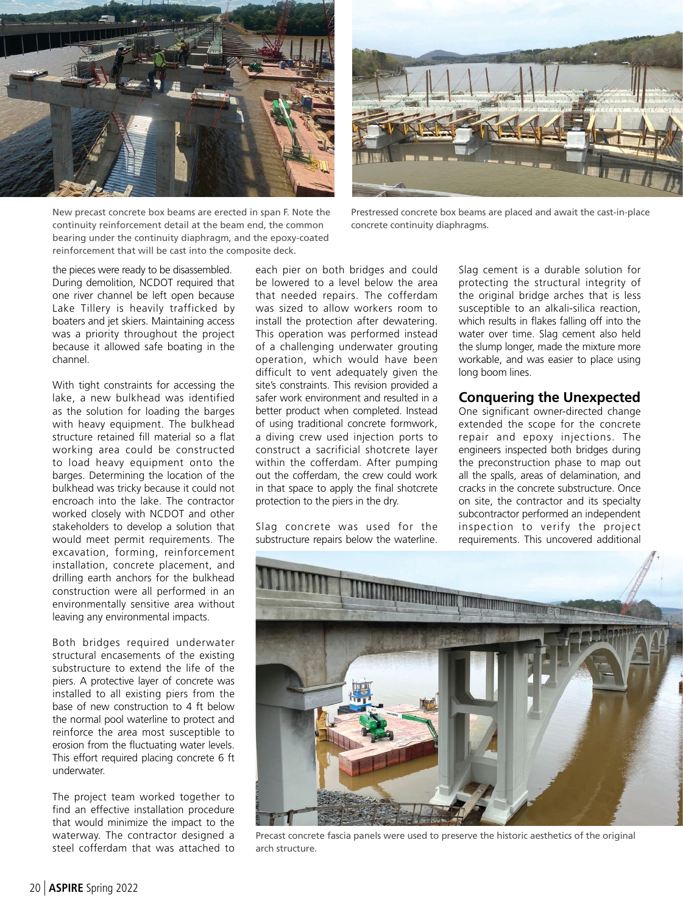New precast concrete box beams are erected in span F. Note the continuity reinforcement detail at the beam end, the common bearing under the continuity diaphragm, and the epoxy-coated reinforcement that will be cast into the composite deck.

Prestressed concrete box beams are placed and await the cast-in-place concrete continuity diaphragms.

the pieces were ready to be disassembled. During demolition, NCDOT required that one river channel be left open because Lake Tillery is heavily trafficked by boaters and jet skiers. Maintaining access was a priority throughout the project because it allowed safe boating in the channel.

With tight constraints for accessing the lake, a new bulkhead was identified as the solution for loading the barges with heavy equipment. The bulkhead structure retained fill material so a flat working area could be constructed to load heavy equipment onto the barges. Determining the location of the bulkhead was tricky because it could not encroach into the lake. The contractor worked closely with NCDOT and other stakeholders to develop a solution that would meet permit requirements. The excavation, forming, reinforcement installation, concrete placement, and drilling earth anchors for the bulkhead construction were all performed in an environmentally sensitive area without leaving any environmental impacts.

Both bridges required underwater structural encasements of the existing substructure to extend the life of the piers. A protective layer of concrete was installed to all existing piers from the base of new construction to 4 ft below the normal pool waterline to protect and reinforce the area most susceptible to erosion from the fluctuating water levels. This effort required placing concrete 6 ft underwater.

The project team worked together to find an effective installation procedure that would minimize the impact to the waterway. The contractor designed a steel cofferdam that was attached to each pier on both bridges and could be lowered to a level below the area that needed repairs. The cofferdam was sized to allow workers room to install the protection after dewatering. This operation was performed instead of a challenging underwater grouting operation, which would have been difficult to vent adequately given the site's constraints. This revision provided a safer work environment and resulted in a better product when completed. Instead of using traditional concrete formwork, a diving crew used injection ports to construct a sacrificial shotcrete layer within the cofferdam. After pumping out the cofferdam, the crew could work in that space to apply the final shotcrete protection to the piers in the dry.

Slag concrete was used for the substructure repairs below the waterline. Slag cement is a durable solution for protecting the structural integrity of the original bridge arches that is less susceptible to an alkali-silica reaction, which results in flakes falling off into the water over time. Slag cement also held the slump longer, made the mixture more workable, and was easier to place using long boom lines.

## Conquering the Unexpected

One significant owner-directed change extended the scope for the concrete repair and epoxy injections. The engineers inspected both bridges during the preconstruction phase to map out all the spalls, areas of delamination, and cracks in the concrete substructure. Once on site, the contractor and its specialty subcontractor performed an independent inspection to verify the project requirements. This uncovered additional

Precast concrete fascia panels were used to preserve the historic aesthetics of the original arch structure.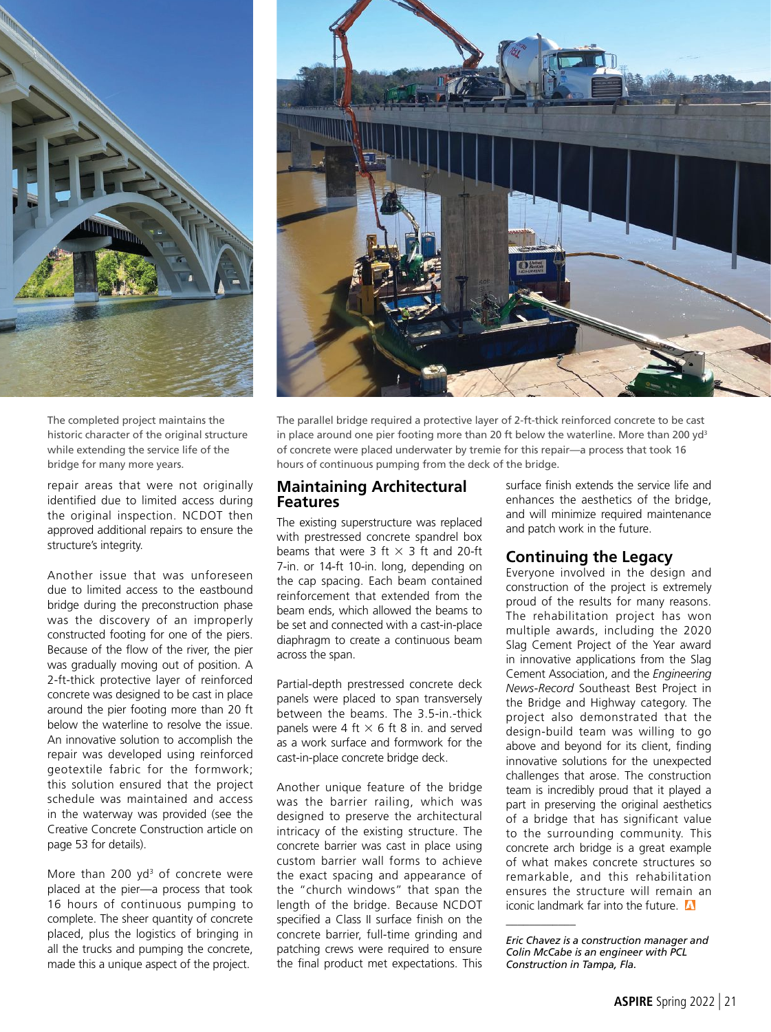The completed project maintains the historic character of the original structure while extending the service life of the bridge for many more years.

The parallel bridge required a protective layer of 2-ft-thick reinforced concrete to be cast in place around one pier footing more than 20 ft below the waterline. More than 200 yd$^3$ of concrete were placed underwater by tremie for this repair—a process that took 16 hours of continuous pumping from the deck of the bridge.

repair areas that were not originally identified due to limited access during the original inspection. NCDOT then approved additional repairs to ensure the structure's integrity.

Another issue that was unforeseen due to limited access to the eastbound bridge during the preconstruction phase was the discovery of an improperly constructed footing for one of the piers. Because of the flow of the river, the pier was gradually moving out of position. A 2-ft-thick protective layer of reinforced concrete was designed to be cast in place around the pier footing more than 20 ft below the waterline to resolve the issue. An innovative solution to accomplish the repair was developed using reinforced geotextile fabric for the formwork; this solution ensured that the project schedule was maintained and access in the waterway was provided (see the Creative Concrete Construction article on page 53 for details).

More than 200 yd$^3$ of concrete were placed at the pier—a process that took 16 hours of continuous pumping to complete. The sheer quantity of concrete placed, plus the logistics of bringing in all the trucks and pumping the concrete, made this a unique aspect of the project.

## Maintaining Architectural Features

The existing superstructure was replaced with prestressed concrete spandrel box beams that were 3 ft × 3 ft and 20-ft 7-in. or 14-ft 10-in. long, depending on the cap spacing. Each beam contained reinforcement that extended from the beam ends, which allowed the beams to be set and connected with a cast-in-place diaphragm to create a continuous beam across the span.

Partial-depth prestressed concrete deck panels were placed to span transversely between the beams. The 3.5-in.-thick panels were 4 ft × 6 ft 8 in. and served as a work surface and formwork for the cast-in-place concrete bridge deck.

Another unique feature of the bridge was the barrier railing, which was designed to preserve the architectural intricacy of the existing structure. The concrete barrier was cast in place using custom barrier wall forms to achieve the exact spacing and appearance of the "church windows" that span the length of the bridge. Because NCDOT specified a Class II surface finish on the concrete barrier, full-time grinding and patching crews were required to ensure the final product met expectations. This surface finish extends the service life and enhances the aesthetics of the bridge, and will minimize required maintenance and patch work in the future.

## Continuing the Legacy

Everyone involved in the design and construction of the project is extremely proud of the results for many reasons. The rehabilitation project has won multiple awards, including the 2020 Slag Cement Project of the Year award in innovative applications from the Slag Cement Association, and the *Engineering News-Record* Southeast Best Project in the Bridge and Highway category. The project also demonstrated that the design-build team was willing to go above and beyond for its client, finding innovative solutions for the unexpected challenges that arose. The construction team is incredibly proud that it played a part in preserving the original aesthetics of a bridge that has significant value to the surrounding community. This concrete arch bridge is a great example of what makes concrete structures so remarkable, and this rehabilitation ensures the structure will remain an iconic landmark far into the future.

---

*Eric Chavez is a construction manager and Colin McCabe is an engineer with PCL Construction in Tampa, Fla.*